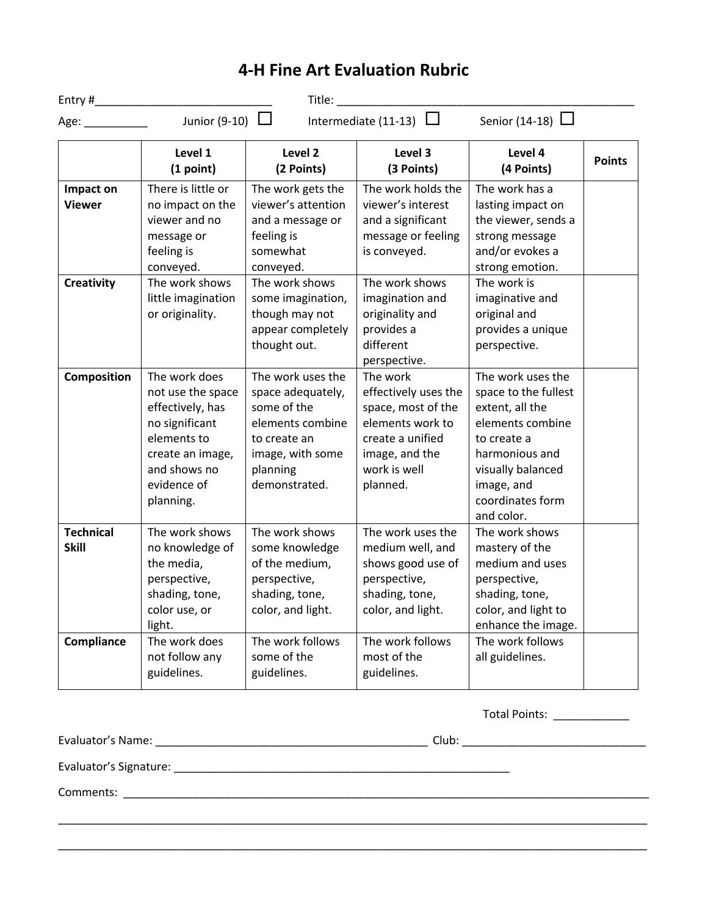# 4-H Fine Art Evaluation Rubric

Entry #____________________________ Title: _________________________________________________

Age: __________ Junior (9-10) ☐ Intermediate (11-13) ☐ Senior (14-18) ☐

| | Level 1 (1 point) | Level 2 (2 Points) | Level 3 (3 Points) | Level 4 (4 Points) | Points |
|---|---|---|---|---|---|
| **Impact on Viewer** | There is little or no impact on the viewer and no message or feeling is conveyed. | The work gets the viewer's attention and a message or feeling is somewhat conveyed. | The work holds the viewer's interest and a significant message or feeling is conveyed. | The work has a lasting impact on the viewer, sends a strong message and/or evokes a strong emotion. | |
| **Creativity** | The work shows little imagination or originality. | The work shows some imagination, though may not appear completely thought out. | The work shows imagination and originality and provides a different perspective. | The work is imaginative and original and provides a unique perspective. | |
| **Composition** | The work does not use the space effectively, has no significant elements to create an image, and shows no evidence of planning. | The work uses the space adequately, some of the elements combine to create an image, with some planning demonstrated. | The work effectively uses the space, most of the elements work to create a unified image, and the work is well planned. | The work uses the space to the fullest extent, all the elements combine to create a harmonious and visually balanced image, and coordinates form and color. | |
| **Technical Skill** | The work shows no knowledge of the media, perspective, shading, tone, color use, or light. | The work shows some knowledge of the medium, perspective, shading, tone, color, and light. | The work uses the medium well, and shows good use of perspective, shading, tone, color, and light. | The work shows mastery of the medium and uses perspective, shading, tone, color, and light to enhance the image. | |
| **Compliance** | The work does not follow any guidelines. | The work follows some of the guidelines. | The work follows most of the guidelines. | The work follows all guidelines. | |

Total Points: ____________

Evaluator's Name: ____________________________________________ Club: ______________________________

Evaluator's Signature: _______________________________________________________

Comments: ____________________________________________________________________________________

______________________________________________________________________________________________

______________________________________________________________________________________________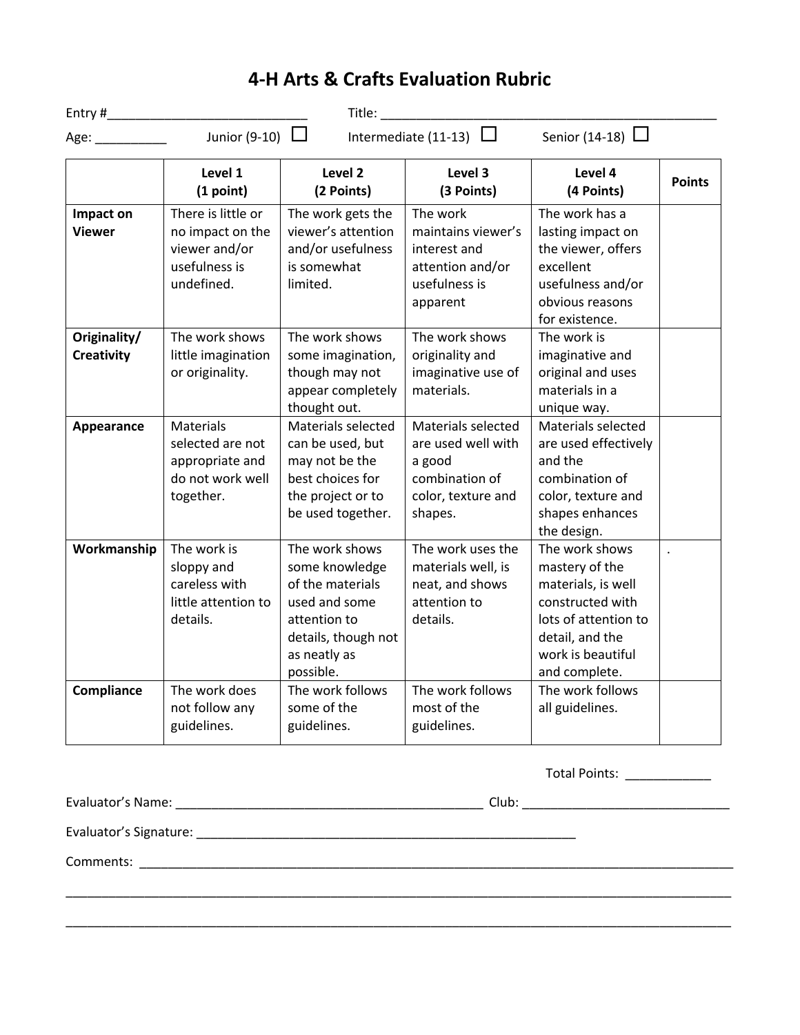# 4-H Arts & Crafts Evaluation Rubric

Entry #____________________________ Title: ________________________________________________

Age: __________ Junior (9-10) ☐ Intermediate (11-13) ☐ Senior (14-18) ☐

| | Level 1<br>(1 point) | Level 2<br>(2 Points) | Level 3<br>(3 Points) | Level 4<br>(4 Points) | Points |
|---|---|---|---|---|---|
| **Impact on Viewer** | There is little or no impact on the viewer and/or usefulness is undefined. | The work gets the viewer's attention and/or usefulness is somewhat limited. | The work maintains viewer's interest and attention and/or usefulness is apparent | The work has a lasting impact on the viewer, offers excellent usefulness and/or obvious reasons for existence. | |
| **Originality/ Creativity** | The work shows little imagination or originality. | The work shows some imagination, though may not appear completely thought out. | The work shows originality and imaginative use of materials. | The work is imaginative and original and uses materials in a unique way. | |
| **Appearance** | Materials selected are not appropriate and do not work well together. | Materials selected can be used, but may not be the best choices for the project or to be used together. | Materials selected are used well with a good combination of color, texture and shapes. | Materials selected are used effectively and the combination of color, texture and shapes enhances the design. | |
| **Workmanship** | The work is sloppy and careless with little attention to details. | The work shows some knowledge of the materials used and some attention to details, though not as neatly as possible. | The work uses the materials well, is neat, and shows attention to details. | The work shows mastery of the materials, is well constructed with lots of attention to detail, and the work is beautiful and complete. | . |
| **Compliance** | The work does not follow any guidelines. | The work follows some of the guidelines. | The work follows most of the guidelines. | The work follows all guidelines. | |

Total Points: ____________

Evaluator's Name: ___________________________________________ Club: _____________________________

Evaluator's Signature: ______________________________________________________

Comments: ____________________________________________________________________________________

______________________________________________________________________________________________

______________________________________________________________________________________________